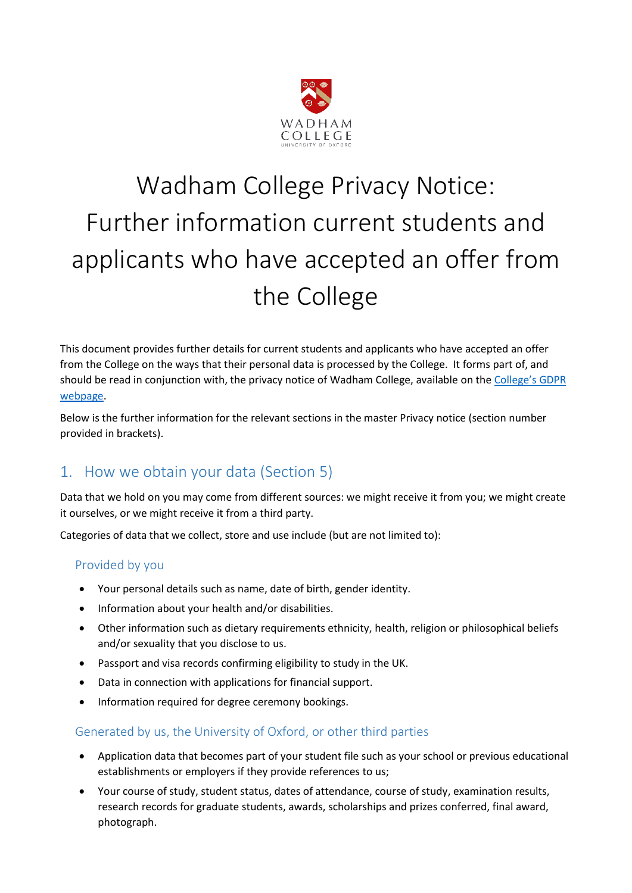WADHAM COLLEGE
UNIVERSITY OF OXFORD

# Wadham College Privacy Notice: Further information current students and applicants who have accepted an offer from the College

This document provides further details for current students and applicants who have accepted an offer from the College on the ways that their personal data is processed by the College. It forms part of, and should be read in conjunction with, the privacy notice of Wadham College, available on the [College's GDPR webpage](#).

Below is the further information for the relevant sections in the master Privacy notice (section number provided in brackets).

## 1. How we obtain your data (Section 5)

Data that we hold on you may come from different sources: we might receive it from you; we might create it ourselves, or we might receive it from a third party.

Categories of data that we collect, store and use include (but are not limited to):

### Provided by you

- Your personal details such as name, date of birth, gender identity.
- Information about your health and/or disabilities.
- Other information such as dietary requirements ethnicity, health, religion or philosophical beliefs and/or sexuality that you disclose to us.
- Passport and visa records confirming eligibility to study in the UK.
- Data in connection with applications for financial support.
- Information required for degree ceremony bookings.

### Generated by us, the University of Oxford, or other third parties

- Application data that becomes part of your student file such as your school or previous educational establishments or employers if they provide references to us;
- Your course of study, student status, dates of attendance, course of study, examination results, research records for graduate students, awards, scholarships and prizes conferred, final award, photograph.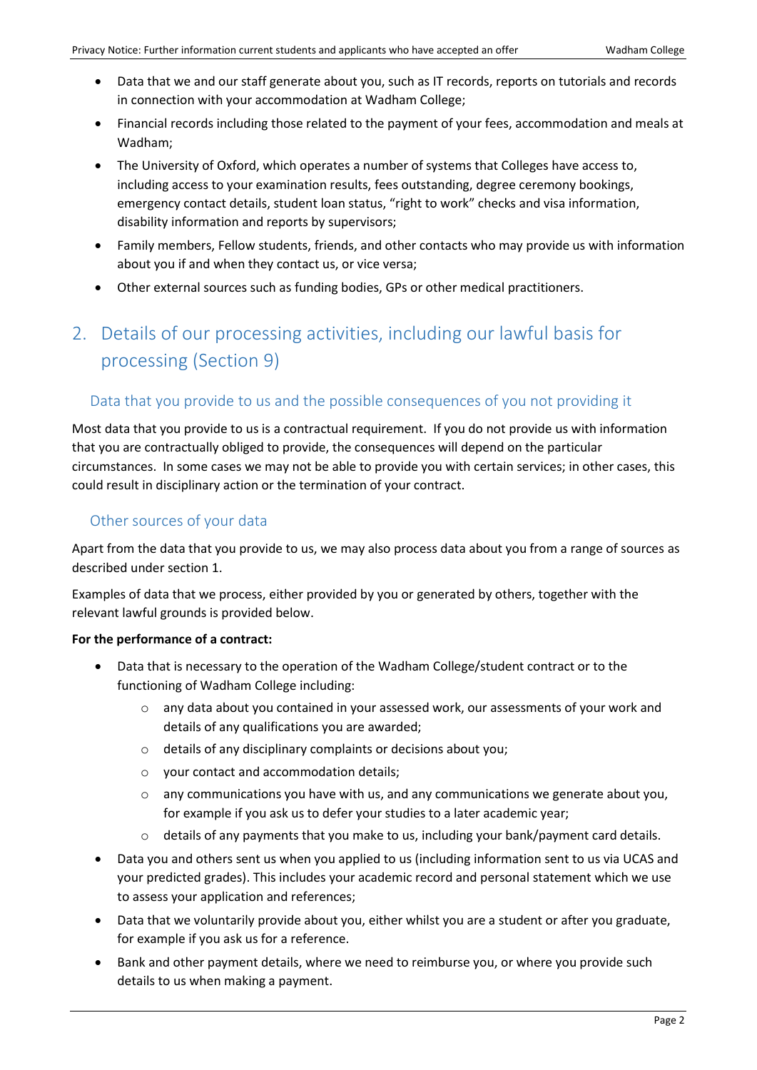- Data that we and our staff generate about you, such as IT records, reports on tutorials and records in connection with your accommodation at Wadham College;
- Financial records including those related to the payment of your fees, accommodation and meals at Wadham;
- The University of Oxford, which operates a number of systems that Colleges have access to, including access to your examination results, fees outstanding, degree ceremony bookings, emergency contact details, student loan status, "right to work" checks and visa information, disability information and reports by supervisors;
- Family members, Fellow students, friends, and other contacts who may provide us with information about you if and when they contact us, or vice versa;
- Other external sources such as funding bodies, GPs or other medical practitioners.

## 2. Details of our processing activities, including our lawful basis for processing (Section 9)

### Data that you provide to us and the possible consequences of you not providing it

Most data that you provide to us is a contractual requirement. If you do not provide us with information that you are contractually obliged to provide, the consequences will depend on the particular circumstances. In some cases we may not be able to provide you with certain services; in other cases, this could result in disciplinary action or the termination of your contract.

### Other sources of your data

Apart from the data that you provide to us, we may also process data about you from a range of sources as described under section 1.

Examples of data that we process, either provided by you or generated by others, together with the relevant lawful grounds is provided below.

**For the performance of a contract:**

- Data that is necessary to the operation of the Wadham College/student contract or to the functioning of Wadham College including:
  - any data about you contained in your assessed work, our assessments of your work and details of any qualifications you are awarded;
  - details of any disciplinary complaints or decisions about you;
  - your contact and accommodation details;
  - any communications you have with us, and any communications we generate about you, for example if you ask us to defer your studies to a later academic year;
  - details of any payments that you make to us, including your bank/payment card details.
- Data you and others sent us when you applied to us (including information sent to us via UCAS and your predicted grades). This includes your academic record and personal statement which we use to assess your application and references;
- Data that we voluntarily provide about you, either whilst you are a student or after you graduate, for example if you ask us for a reference.
- Bank and other payment details, where we need to reimburse you, or where you provide such details to us when making a payment.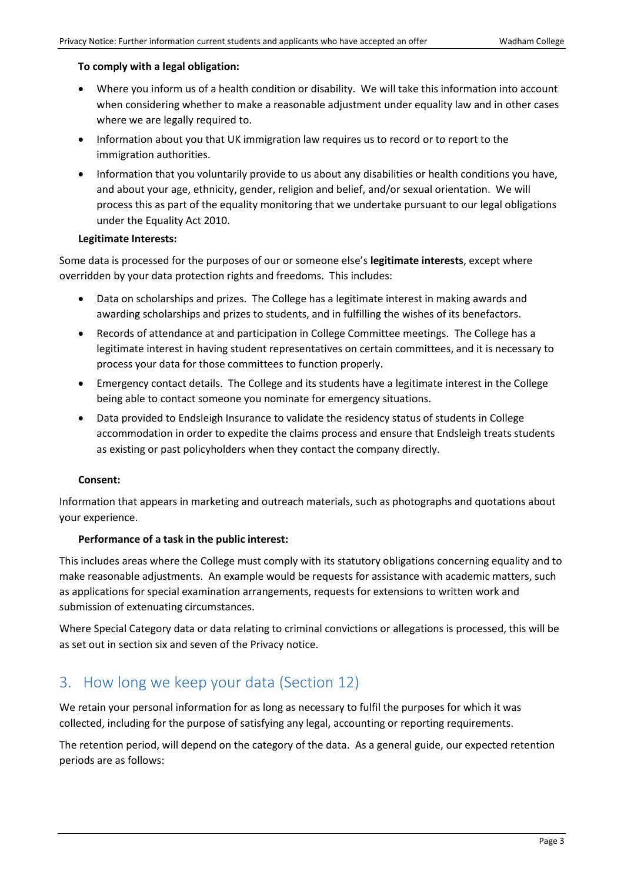**To comply with a legal obligation:**

- Where you inform us of a health condition or disability. We will take this information into account when considering whether to make a reasonable adjustment under equality law and in other cases where we are legally required to.
- Information about you that UK immigration law requires us to record or to report to the immigration authorities.
- Information that you voluntarily provide to us about any disabilities or health conditions you have, and about your age, ethnicity, gender, religion and belief, and/or sexual orientation. We will process this as part of the equality monitoring that we undertake pursuant to our legal obligations under the Equality Act 2010.

**Legitimate Interests:**

Some data is processed for the purposes of our or someone else's **legitimate interests**, except where overridden by your data protection rights and freedoms. This includes:

- Data on scholarships and prizes. The College has a legitimate interest in making awards and awarding scholarships and prizes to students, and in fulfilling the wishes of its benefactors.
- Records of attendance at and participation in College Committee meetings. The College has a legitimate interest in having student representatives on certain committees, and it is necessary to process your data for those committees to function properly.
- Emergency contact details. The College and its students have a legitimate interest in the College being able to contact someone you nominate for emergency situations.
- Data provided to Endsleigh Insurance to validate the residency status of students in College accommodation in order to expedite the claims process and ensure that Endsleigh treats students as existing or past policyholders when they contact the company directly.

**Consent:**

Information that appears in marketing and outreach materials, such as photographs and quotations about your experience.

**Performance of a task in the public interest:**

This includes areas where the College must comply with its statutory obligations concerning equality and to make reasonable adjustments. An example would be requests for assistance with academic matters, such as applications for special examination arrangements, requests for extensions to written work and submission of extenuating circumstances.

Where Special Category data or data relating to criminal convictions or allegations is processed, this will be as set out in section six and seven of the Privacy notice.

## 3. How long we keep your data (Section 12)

We retain your personal information for as long as necessary to fulfil the purposes for which it was collected, including for the purpose of satisfying any legal, accounting or reporting requirements.

The retention period, will depend on the category of the data. As a general guide, our expected retention periods are as follows: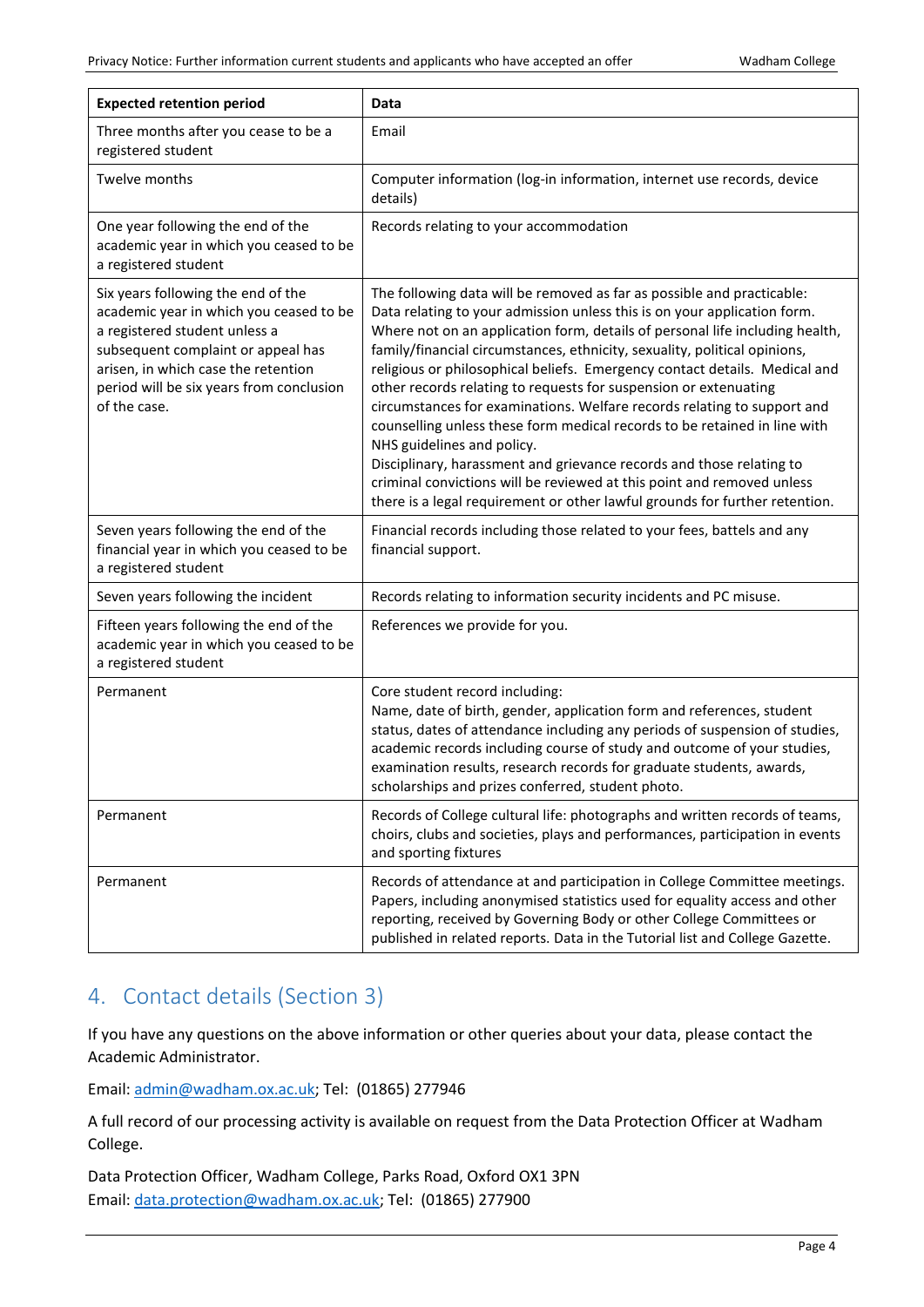| Expected retention period | Data |
| --- | --- |
| Three months after you cease to be a registered student | Email |
| Twelve months | Computer information (log-in information, internet use records, device details) |
| One year following the end of the academic year in which you ceased to be a registered student | Records relating to your accommodation |
| Six years following the end of the academic year in which you ceased to be a registered student unless a subsequent complaint or appeal has arisen, in which case the retention period will be six years from conclusion of the case. | The following data will be removed as far as possible and practicable: Data relating to your admission unless this is on your application form. Where not on an application form, details of personal life including health, family/financial circumstances, ethnicity, sexuality, political opinions, religious or philosophical beliefs. Emergency contact details. Medical and other records relating to requests for suspension or extenuating circumstances for examinations. Welfare records relating to support and counselling unless these form medical records to be retained in line with NHS guidelines and policy.<br>Disciplinary, harassment and grievance records and those relating to criminal convictions will be reviewed at this point and removed unless there is a legal requirement or other lawful grounds for further retention. |
| Seven years following the end of the financial year in which you ceased to be a registered student | Financial records including those related to your fees, battels and any financial support. |
| Seven years following the incident | Records relating to information security incidents and PC misuse. |
| Fifteen years following the end of the academic year in which you ceased to be a registered student | References we provide for you. |
| Permanent | Core student record including:<br>Name, date of birth, gender, application form and references, student status, dates of attendance including any periods of suspension of studies, academic records including course of study and outcome of your studies, examination results, research records for graduate students, awards, scholarships and prizes conferred, student photo. |
| Permanent | Records of College cultural life: photographs and written records of teams, choirs, clubs and societies, plays and performances, participation in events and sporting fixtures |
| Permanent | Records of attendance at and participation in College Committee meetings. Papers, including anonymised statistics used for equality access and other reporting, received by Governing Body or other College Committees or published in related reports. Data in the Tutorial list and College Gazette. |

## 4. Contact details (Section 3)

If you have any questions on the above information or other queries about your data, please contact the Academic Administrator.

Email: admin@wadham.ox.ac.uk; Tel: (01865) 277946

A full record of our processing activity is available on request from the Data Protection Officer at Wadham College.

Data Protection Officer, Wadham College, Parks Road, Oxford OX1 3PN
Email: data.protection@wadham.ox.ac.uk; Tel: (01865) 277900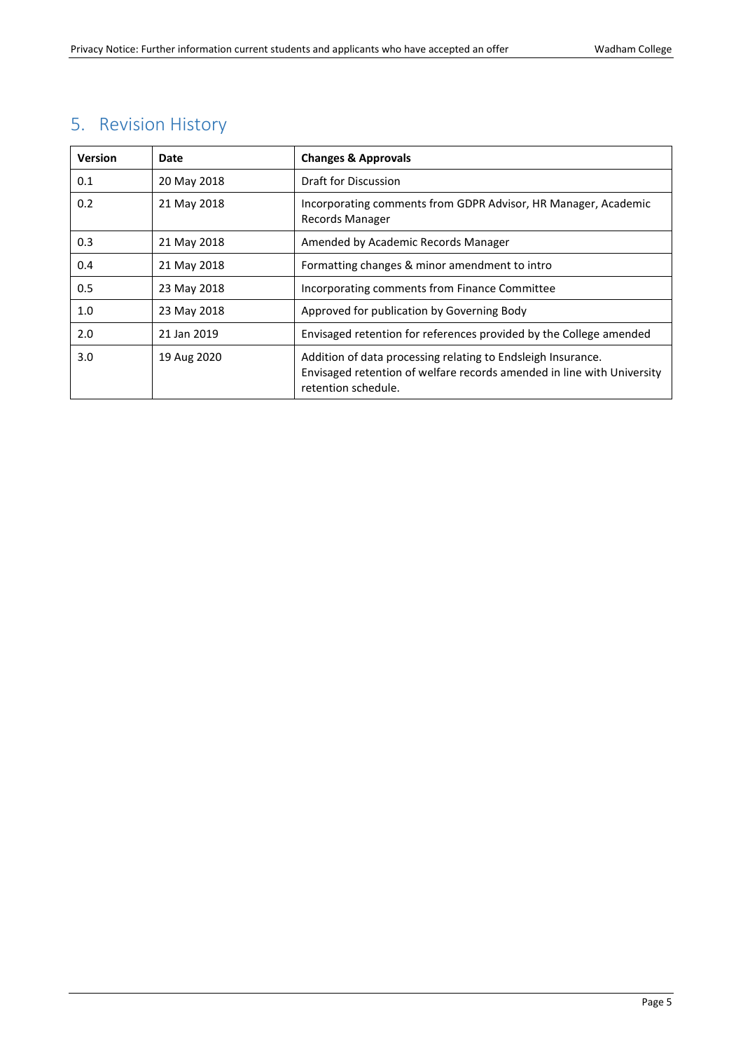## 5. Revision History

| Version | Date | Changes & Approvals |
|---|---|---|
| 0.1 | 20 May 2018 | Draft for Discussion |
| 0.2 | 21 May 2018 | Incorporating comments from GDPR Advisor, HR Manager, Academic Records Manager |
| 0.3 | 21 May 2018 | Amended by Academic Records Manager |
| 0.4 | 21 May 2018 | Formatting changes & minor amendment to intro |
| 0.5 | 23 May 2018 | Incorporating comments from Finance Committee |
| 1.0 | 23 May 2018 | Approved for publication by Governing Body |
| 2.0 | 21 Jan 2019 | Envisaged retention for references provided by the College amended |
| 3.0 | 19 Aug 2020 | Addition of data processing relating to Endsleigh Insurance. Envisaged retention of welfare records amended in line with University retention schedule. |